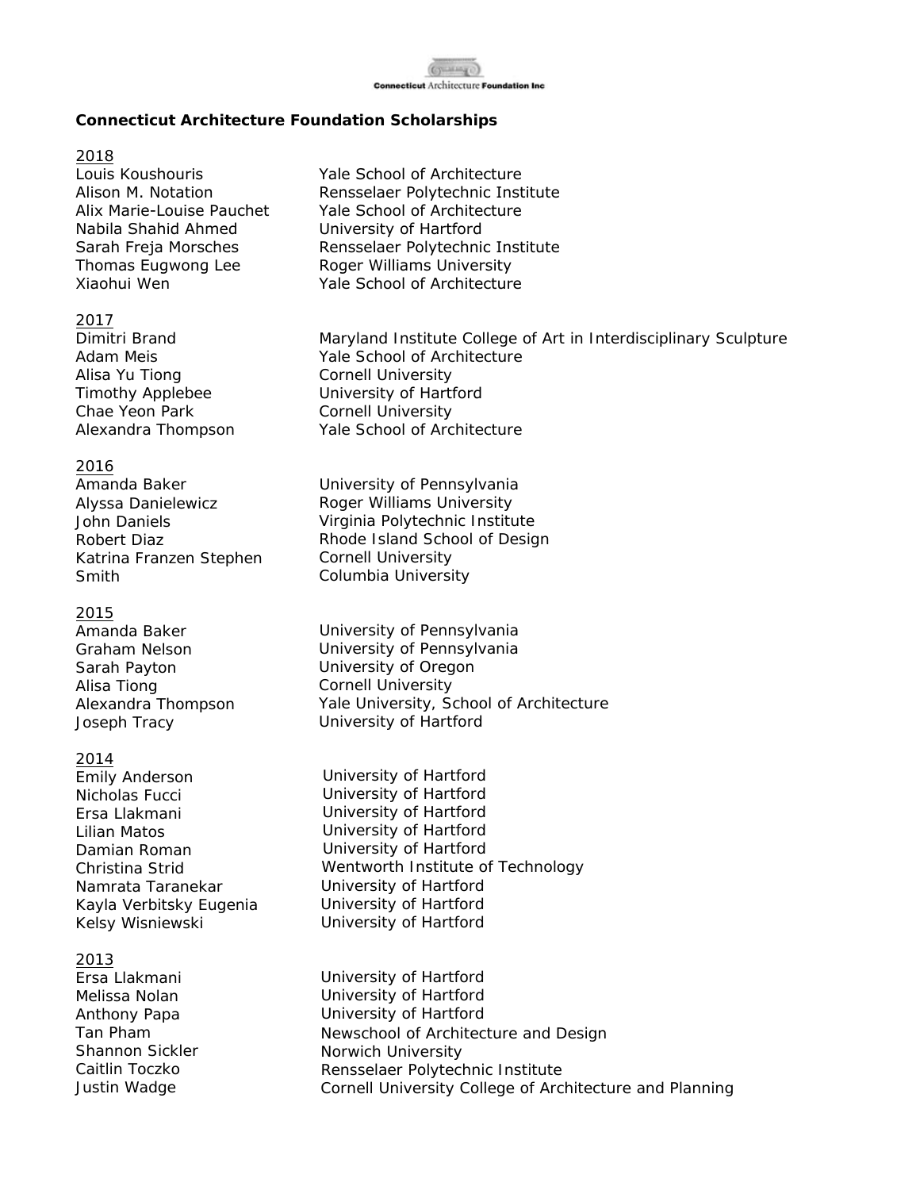Connecticut Architecture Foundation Inc

## Connecticut Architecture Foundation Scholarships

### 2018

| | |
|---|---|
| Louis Koushouris | Yale School of Architecture |
| Alison M. Notation | Rensselaer Polytechnic Institute |
| Alix Marie-Louise Pauchet | Yale School of Architecture |
| Nabila Shahid Ahmed | University of Hartford |
| Sarah Freja Morsches | Rensselaer Polytechnic Institute |
| Thomas Eugwong Lee | Roger Williams University |
| Xiaohui Wen | Yale School of Architecture |

### 2017

| | |
|---|---|
| Dimitri Brand | Maryland Institute College of Art in Interdisciplinary Sculpture |
| Adam Meis | Yale School of Architecture |
| Alisa Yu Tiong | Cornell University |
| Timothy Applebee | University of Hartford |
| Chae Yeon Park | Cornell University |
| Alexandra Thompson | Yale School of Architecture |

### 2016

| | |
|---|---|
| Amanda Baker | University of Pennsylvania |
| Alyssa Danielewicz | Roger Williams University |
| John Daniels | Virginia Polytechnic Institute |
| Robert Diaz | Rhode Island School of Design |
| Katrina Franzen Stephen | Cornell University |
| Smith | Columbia University |

### 2015

| | |
|---|---|
| Amanda Baker | University of Pennsylvania |
| Graham Nelson | University of Pennsylvania |
| Sarah Payton | University of Oregon |
| Alisa Tiong | Cornell University |
| Alexandra Thompson | Yale University, School of Architecture |
| Joseph Tracy | University of Hartford |

### 2014

| | |
|---|---|
| Emily Anderson | University of Hartford |
| Nicholas Fucci | University of Hartford |
| Ersa Llakmani | University of Hartford |
| Lilian Matos | University of Hartford |
| Damian Roman | University of Hartford |
| Christina Strid | Wentworth Institute of Technology |
| Namrata Taranekar | University of Hartford |
| Kayla Verbitsky Eugenia | University of Hartford |
| Kelsy Wisniewski | University of Hartford |

### 2013

| | |
|---|---|
| Ersa Llakmani | University of Hartford |
| Melissa Nolan | University of Hartford |
| Anthony Papa | University of Hartford |
| Tan Pham | Newschool of Architecture and Design |
| Shannon Sickler | Norwich University |
| Caitlin Toczko | Rensselaer Polytechnic Institute |
| Justin Wadge | Cornell University College of Architecture and Planning |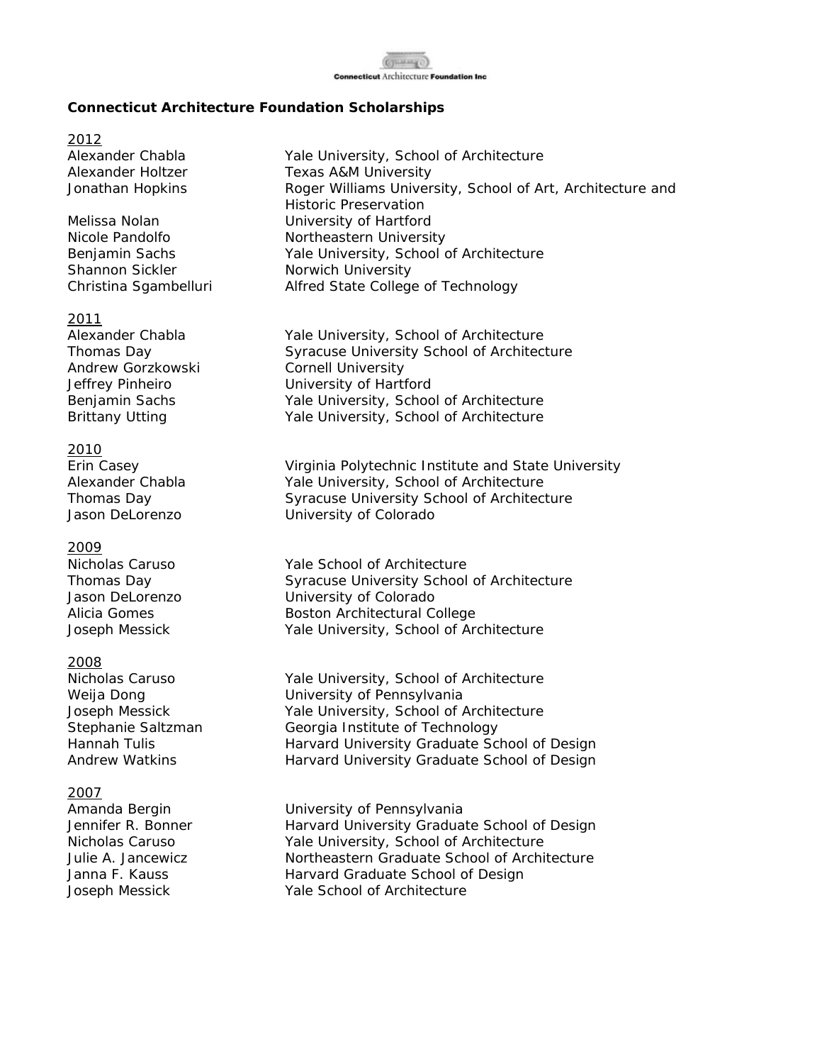Connecticut Architecture Foundation Inc

**Connecticut Architecture Foundation Scholarships**

<u>2012</u>

| | |
|---|---|
| Alexander Chabla | Yale University, School of Architecture |
| Alexander Holtzer | Texas A&M University |
| Jonathan Hopkins | Roger Williams University, School of Art, Architecture and Historic Preservation |
| Melissa Nolan | University of Hartford |
| Nicole Pandolfo | Northeastern University |
| Benjamin Sachs | Yale University, School of Architecture |
| Shannon Sickler | Norwich University |
| Christina Sgambelluri | Alfred State College of Technology |

<u>2011</u>

| | |
|---|---|
| Alexander Chabla | Yale University, School of Architecture |
| Thomas Day | Syracuse University School of Architecture |
| Andrew Gorzkowski | Cornell University |
| Jeffrey Pinheiro | University of Hartford |
| Benjamin Sachs | Yale University, School of Architecture |
| Brittany Utting | Yale University, School of Architecture |

<u>2010</u>

| | |
|---|---|
| Erin Casey | Virginia Polytechnic Institute and State University |
| Alexander Chabla | Yale University, School of Architecture |
| Thomas Day | Syracuse University School of Architecture |
| Jason DeLorenzo | University of Colorado |

<u>2009</u>

| | |
|---|---|
| Nicholas Caruso | Yale School of Architecture |
| Thomas Day | Syracuse University School of Architecture |
| Jason DeLorenzo | University of Colorado |
| Alicia Gomes | Boston Architectural College |
| Joseph Messick | Yale University, School of Architecture |

<u>2008</u>

| | |
|---|---|
| Nicholas Caruso | Yale University, School of Architecture |
| Weija Dong | University of Pennsylvania |
| Joseph Messick | Yale University, School of Architecture |
| Stephanie Saltzman | Georgia Institute of Technology |
| Hannah Tulis | Harvard University Graduate School of Design |
| Andrew Watkins | Harvard University Graduate School of Design |

<u>2007</u>

| | |
|---|---|
| Amanda Bergin | University of Pennsylvania |
| Jennifer R. Bonner | Harvard University Graduate School of Design |
| Nicholas Caruso | Yale University, School of Architecture |
| Julie A. Jancewicz | Northeastern Graduate School of Architecture |
| Janna F. Kauss | Harvard Graduate School of Design |
| Joseph Messick | Yale School of Architecture |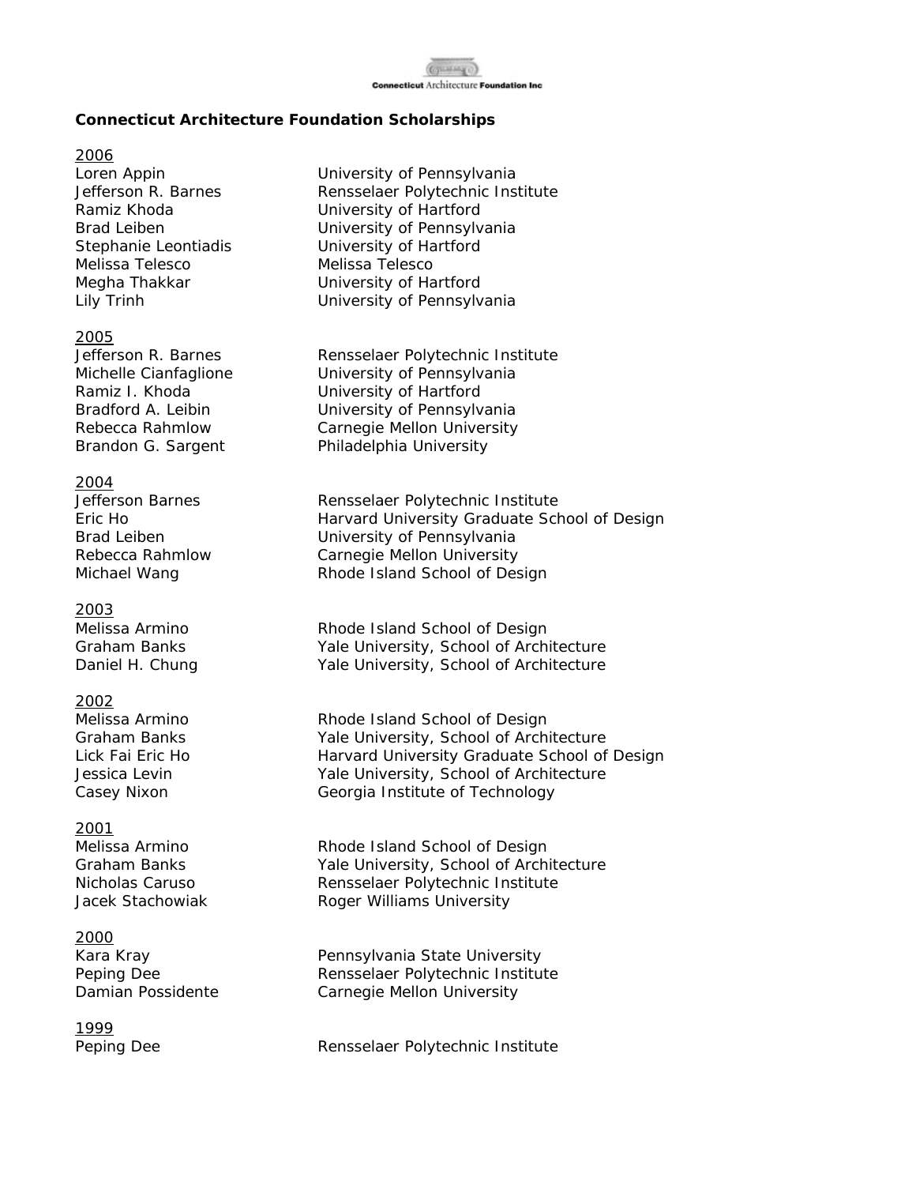Connecticut Architecture Foundation Inc

**Connecticut Architecture Foundation Scholarships**

2006

| | |
|---|---|
| Loren Appin | University of Pennsylvania |
| Jefferson R. Barnes | Rensselaer Polytechnic Institute |
| Ramiz Khoda | University of Hartford |
| Brad Leiben | University of Pennsylvania |
| Stephanie Leontiadis | University of Hartford |
| Melissa Telesco | Melissa Telesco |
| Megha Thakkar | University of Hartford |
| Lily Trinh | University of Pennsylvania |

2005

| | |
|---|---|
| Jefferson R. Barnes | Rensselaer Polytechnic Institute |
| Michelle Cianfaglione | University of Pennsylvania |
| Ramiz I. Khoda | University of Hartford |
| Bradford A. Leibin | University of Pennsylvania |
| Rebecca Rahmlow | Carnegie Mellon University |
| Brandon G. Sargent | Philadelphia University |

2004

| | |
|---|---|
| Jefferson Barnes | Rensselaer Polytechnic Institute |
| Eric Ho | Harvard University Graduate School of Design |
| Brad Leiben | University of Pennsylvania |
| Rebecca Rahmlow | Carnegie Mellon University |
| Michael Wang | Rhode Island School of Design |

2003

| | |
|---|---|
| Melissa Armino | Rhode Island School of Design |
| Graham Banks | Yale University, School of Architecture |
| Daniel H. Chung | Yale University, School of Architecture |

2002

| | |
|---|---|
| Melissa Armino | Rhode Island School of Design |
| Graham Banks | Yale University, School of Architecture |
| Lick Fai Eric Ho | Harvard University Graduate School of Design |
| Jessica Levin | Yale University, School of Architecture |
| Casey Nixon | Georgia Institute of Technology |

2001

| | |
|---|---|
| Melissa Armino | Rhode Island School of Design |
| Graham Banks | Yale University, School of Architecture |
| Nicholas Caruso | Rensselaer Polytechnic Institute |
| Jacek Stachowiak | Roger Williams University |

2000

| | |
|---|---|
| Kara Kray | Pennsylvania State University |
| Peping Dee | Rensselaer Polytechnic Institute |
| Damian Possidente | Carnegie Mellon University |

1999

| | |
|---|---|
| Peping Dee | Rensselaer Polytechnic Institute |